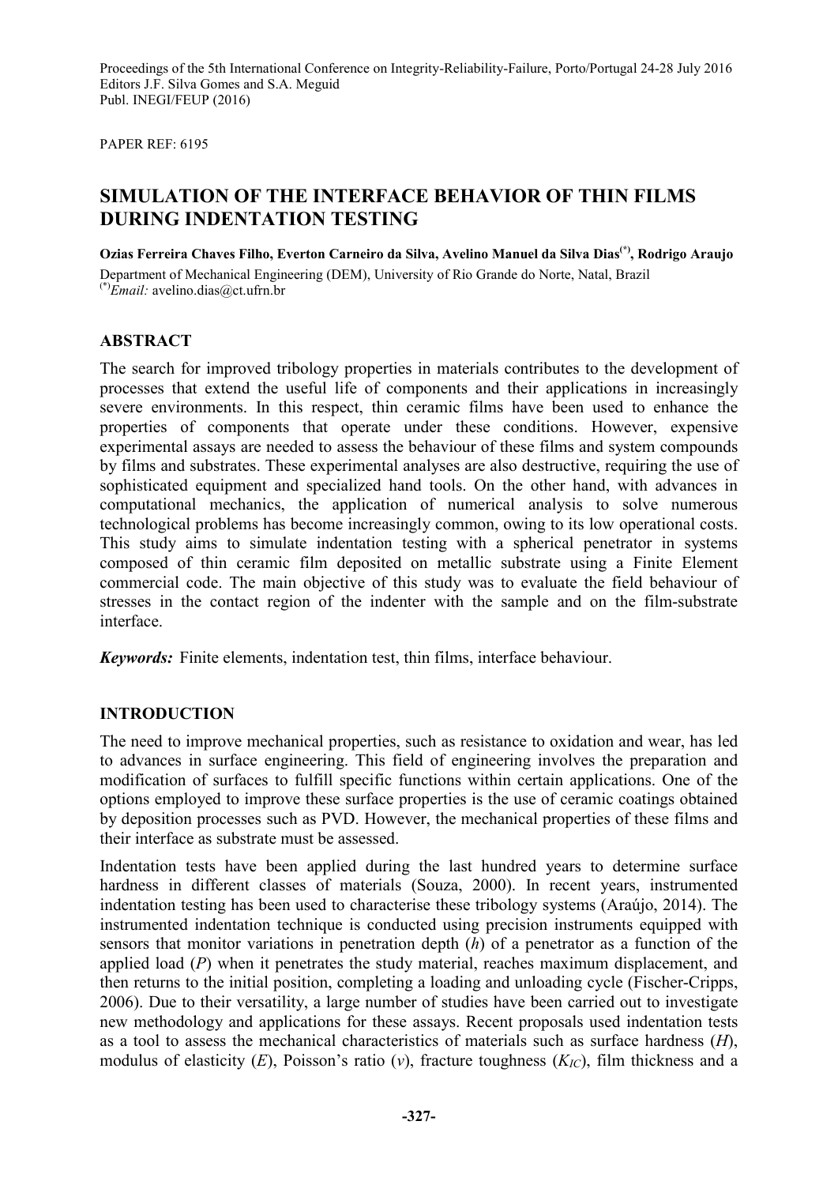Proceedings of the 5th International Conference on Integrity-Reliability-Failure, Porto/Portugal 24-28 July 2016
Editors J.F. Silva Gomes and S.A. Meguid
Publ. INEGI/FEUP (2016)

PAPER REF: 6195

# SIMULATION OF THE INTERFACE BEHAVIOR OF THIN FILMS DURING INDENTATION TESTING

**Ozias Ferreira Chaves Filho, Everton Carneiro da Silva, Avelino Manuel da Silva Dias(\*), Rodrigo Araujo**

Department of Mechanical Engineering (DEM), University of Rio Grande do Norte, Natal, Brazil
(\*)*Email:* avelino.dias@ct.ufrn.br

## ABSTRACT

The search for improved tribology properties in materials contributes to the development of processes that extend the useful life of components and their applications in increasingly severe environments. In this respect, thin ceramic films have been used to enhance the properties of components that operate under these conditions. However, expensive experimental assays are needed to assess the behaviour of these films and system compounds by films and substrates. These experimental analyses are also destructive, requiring the use of sophisticated equipment and specialized hand tools. On the other hand, with advances in computational mechanics, the application of numerical analysis to solve numerous technological problems has become increasingly common, owing to its low operational costs. This study aims to simulate indentation testing with a spherical penetrator in systems composed of thin ceramic film deposited on metallic substrate using a Finite Element commercial code. The main objective of this study was to evaluate the field behaviour of stresses in the contact region of the indenter with the sample and on the film-substrate interface.

***Keywords:*** Finite elements, indentation test, thin films, interface behaviour.

## INTRODUCTION

The need to improve mechanical properties, such as resistance to oxidation and wear, has led to advances in surface engineering. This field of engineering involves the preparation and modification of surfaces to fulfill specific functions within certain applications. One of the options employed to improve these surface properties is the use of ceramic coatings obtained by deposition processes such as PVD. However, the mechanical properties of these films and their interface as substrate must be assessed.

Indentation tests have been applied during the last hundred years to determine surface hardness in different classes of materials (Souza, 2000). In recent years, instrumented indentation testing has been used to characterise these tribology systems (Araújo, 2014). The instrumented indentation technique is conducted using precision instruments equipped with sensors that monitor variations in penetration depth ($h$) of a penetrator as a function of the applied load ($P$) when it penetrates the study material, reaches maximum displacement, and then returns to the initial position, completing a loading and unloading cycle (Fischer-Cripps, 2006). Due to their versatility, a large number of studies have been carried out to investigate new methodology and applications for these assays. Recent proposals used indentation tests as a tool to assess the mechanical characteristics of materials such as surface hardness ($H$), modulus of elasticity ($E$), Poisson's ratio ($v$), fracture toughness ($K_{IC}$), film thickness and a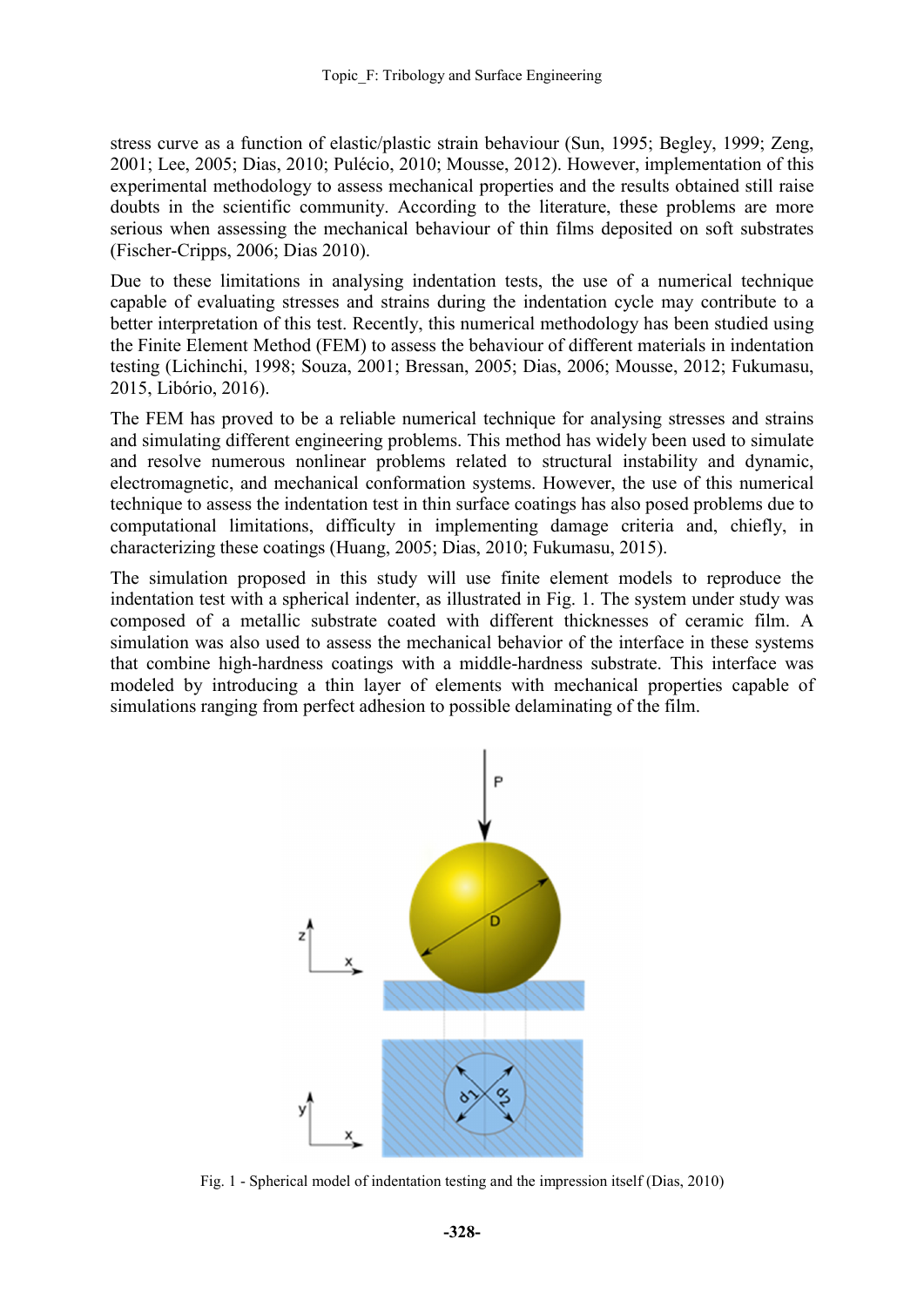stress curve as a function of elastic/plastic strain behaviour (Sun, 1995; Begley, 1999; Zeng, 2001; Lee, 2005; Dias, 2010; Pulécio, 2010; Mousse, 2012). However, implementation of this experimental methodology to assess mechanical properties and the results obtained still raise doubts in the scientific community. According to the literature, these problems are more serious when assessing the mechanical behaviour of thin films deposited on soft substrates (Fischer-Cripps, 2006; Dias 2010).

Due to these limitations in analysing indentation tests, the use of a numerical technique capable of evaluating stresses and strains during the indentation cycle may contribute to a better interpretation of this test. Recently, this numerical methodology has been studied using the Finite Element Method (FEM) to assess the behaviour of different materials in indentation testing (Lichinchi, 1998; Souza, 2001; Bressan, 2005; Dias, 2006; Mousse, 2012; Fukumasu, 2015, Libório, 2016).

The FEM has proved to be a reliable numerical technique for analysing stresses and strains and simulating different engineering problems. This method has widely been used to simulate and resolve numerous nonlinear problems related to structural instability and dynamic, electromagnetic, and mechanical conformation systems. However, the use of this numerical technique to assess the indentation test in thin surface coatings has also posed problems due to computational limitations, difficulty in implementing damage criteria and, chiefly, in characterizing these coatings (Huang, 2005; Dias, 2010; Fukumasu, 2015).

The simulation proposed in this study will use finite element models to reproduce the indentation test with a spherical indenter, as illustrated in Fig. 1. The system under study was composed of a metallic substrate coated with different thicknesses of ceramic film. A simulation was also used to assess the mechanical behavior of the interface in these systems that combine high-hardness coatings with a middle-hardness substrate. This interface was modeled by introducing a thin layer of elements with mechanical properties capable of simulations ranging from perfect adhesion to possible delaminating of the film.

P

D

z

x

y

x

d1

d2

Fig. 1 - Spherical model of indentation testing and the impression itself (Dias, 2010)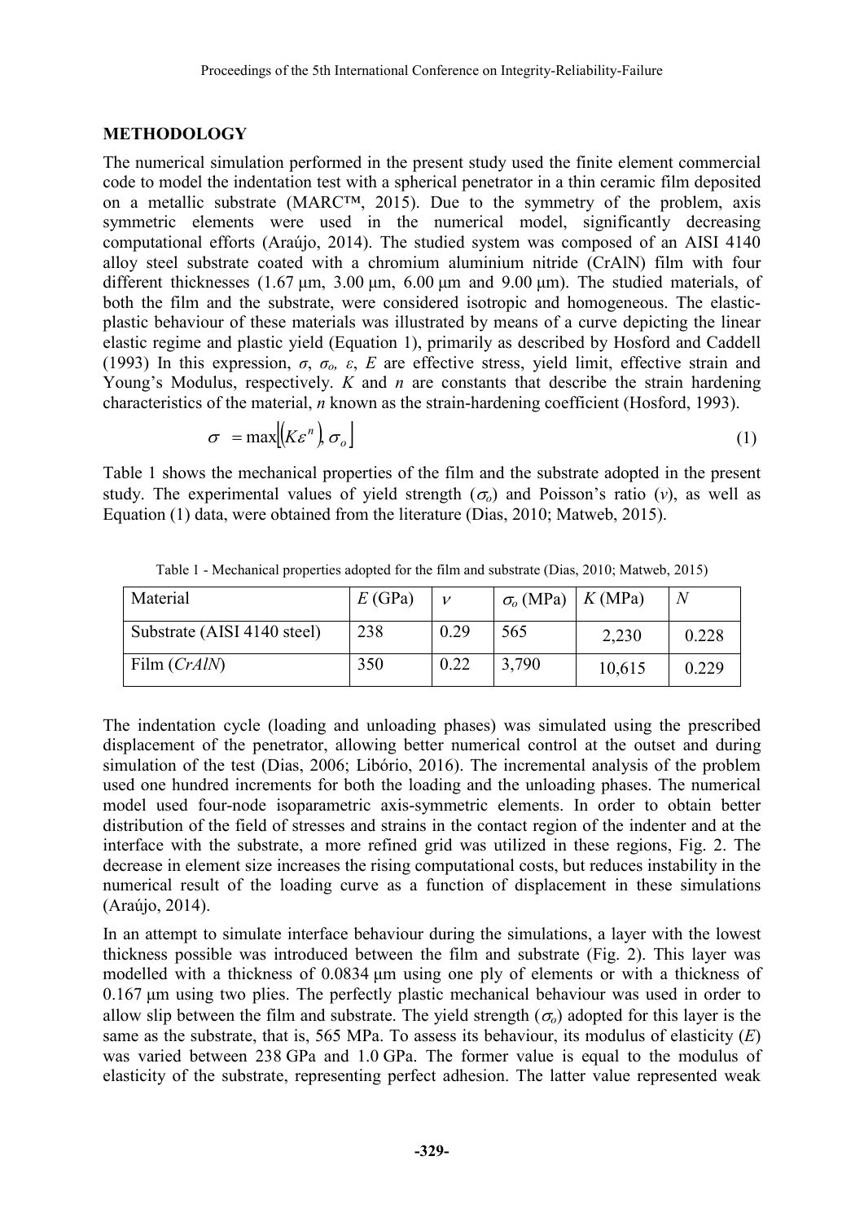## METHODOLOGY

The numerical simulation performed in the present study used the finite element commercial code to model the indentation test with a spherical penetrator in a thin ceramic film deposited on a metallic substrate (MARC™, 2015). Due to the symmetry of the problem, axis symmetric elements were used in the numerical model, significantly decreasing computational efforts (Araújo, 2014). The studied system was composed of an AISI 4140 alloy steel substrate coated with a chromium aluminium nitride (CrAlN) film with four different thicknesses (1.67 µm, 3.00 µm, 6.00 µm and 9.00 µm). The studied materials, of both the film and the substrate, were considered isotropic and homogeneous. The elastic-plastic behaviour of these materials was illustrated by means of a curve depicting the linear elastic regime and plastic yield (Equation 1), primarily as described by Hosford and Caddell (1993) In this expression, $\sigma$, $\sigma_o$, $\varepsilon$, $E$ are effective stress, yield limit, effective strain and Young's Modulus, respectively. $K$ and $n$ are constants that describe the strain hardening characteristics of the material, $n$ known as the strain-hardening coefficient (Hosford, 1993).

$$\sigma = \max\left[\left(K\varepsilon^n\right), \sigma_o\right] \tag{1}$$

Table 1 shows the mechanical properties of the film and the substrate adopted in the present study. The experimental values of yield strength ($\sigma_o$) and Poisson's ratio ($v$), as well as Equation (1) data, were obtained from the literature (Dias, 2010; Matweb, 2015).

Table 1 - Mechanical properties adopted for the film and substrate (Dias, 2010; Matweb, 2015)

| Material | $E$ (GPa) | $v$ | $\sigma_o$ (MPa) | $K$ (MPa) | $N$ |
|---|---|---|---|---|---|
| Substrate (AISI 4140 steel) | 238 | 0.29 | 565 | 2,230 | 0.228 |
| Film (*CrAlN*) | 350 | 0.22 | 3,790 | 10,615 | 0.229 |

The indentation cycle (loading and unloading phases) was simulated using the prescribed displacement of the penetrator, allowing better numerical control at the outset and during simulation of the test (Dias, 2006; Libório, 2016). The incremental analysis of the problem used one hundred increments for both the loading and the unloading phases. The numerical model used four-node isoparametric axis-symmetric elements. In order to obtain better distribution of the field of stresses and strains in the contact region of the indenter and at the interface with the substrate, a more refined grid was utilized in these regions, Fig. 2. The decrease in element size increases the rising computational costs, but reduces instability in the numerical result of the loading curve as a function of displacement in these simulations (Araújo, 2014).

In an attempt to simulate interface behaviour during the simulations, a layer with the lowest thickness possible was introduced between the film and substrate (Fig. 2). This layer was modelled with a thickness of 0.0834 µm using one ply of elements or with a thickness of 0.167 µm using two plies. The perfectly plastic mechanical behaviour was used in order to allow slip between the film and substrate. The yield strength ($\sigma_o$) adopted for this layer is the same as the substrate, that is, 565 MPa. To assess its behaviour, its modulus of elasticity ($E$) was varied between 238 GPa and 1.0 GPa. The former value is equal to the modulus of elasticity of the substrate, representing perfect adhesion. The latter value represented weak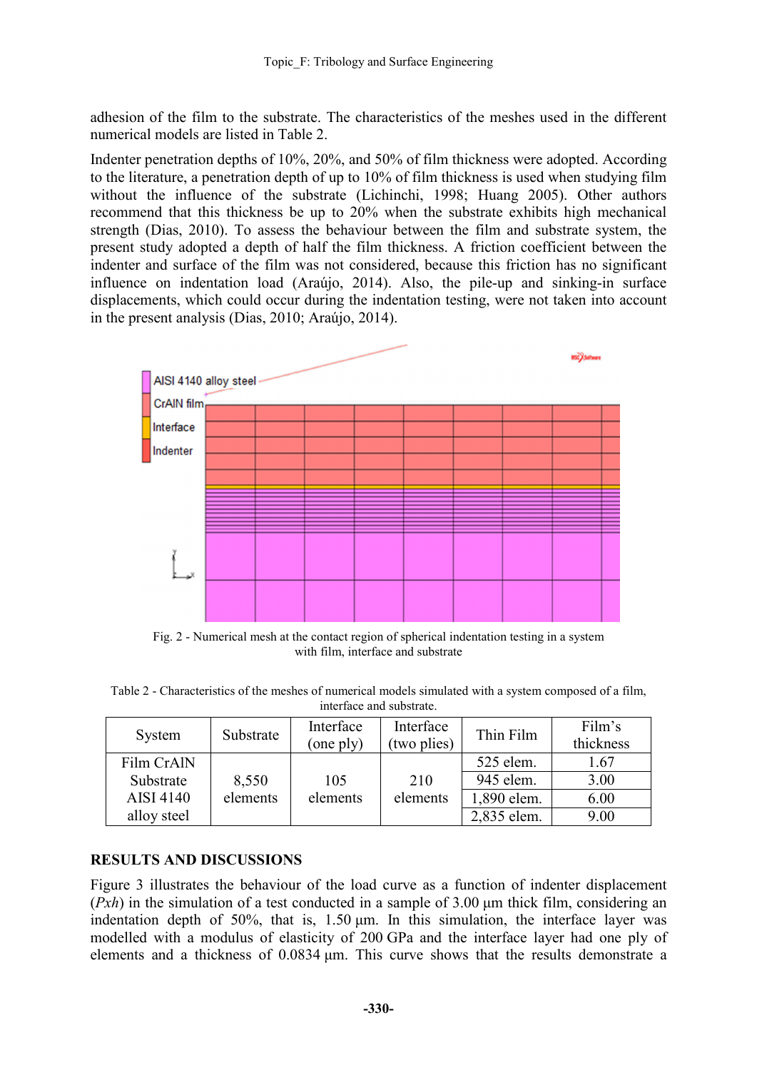adhesion of the film to the substrate. The characteristics of the meshes used in the different numerical models are listed in Table 2.

Indenter penetration depths of 10%, 20%, and 50% of film thickness were adopted. According to the literature, a penetration depth of up to 10% of film thickness is used when studying film without the influence of the substrate (Lichinchi, 1998; Huang 2005). Other authors recommend that this thickness be up to 20% when the substrate exhibits high mechanical strength (Dias, 2010). To assess the behaviour between the film and substrate system, the present study adopted a depth of half the film thickness. A friction coefficient between the indenter and surface of the film was not considered, because this friction has no significant influence on indentation load (Araújo, 2014). Also, the pile-up and sinking-in surface displacements, which could occur during the indentation testing, were not taken into account in the present analysis (Dias, 2010; Araújo, 2014).

AISI 4140 alloy steel
CrAlN film
Interface
Indenter

Fig. 2 - Numerical mesh at the contact region of spherical indentation testing in a system with film, interface and substrate

Table 2 - Characteristics of the meshes of numerical models simulated with a system composed of a film, interface and substrate.

| System | Substrate | Interface (one ply) | Interface (two plies) | Thin Film | Film's thickness |
|---|---|---|---|---|---|
| Film CrAlN Substrate AISI 4140 alloy steel | 8,550 elements | 105 elements | 210 elements | 525 elem. | 1.67 |
| | | | | 945 elem. | 3.00 |
| | | | | 1,890 elem. | 6.00 |
| | | | | 2,835 elem. | 9.00 |

## RESULTS AND DISCUSSIONS

Figure 3 illustrates the behaviour of the load curve as a function of indenter displacement (*Pxh*) in the simulation of a test conducted in a sample of 3.00 μm thick film, considering an indentation depth of 50%, that is, 1.50 μm. In this simulation, the interface layer was modelled with a modulus of elasticity of 200 GPa and the interface layer had one ply of elements and a thickness of 0.0834 μm. This curve shows that the results demonstrate a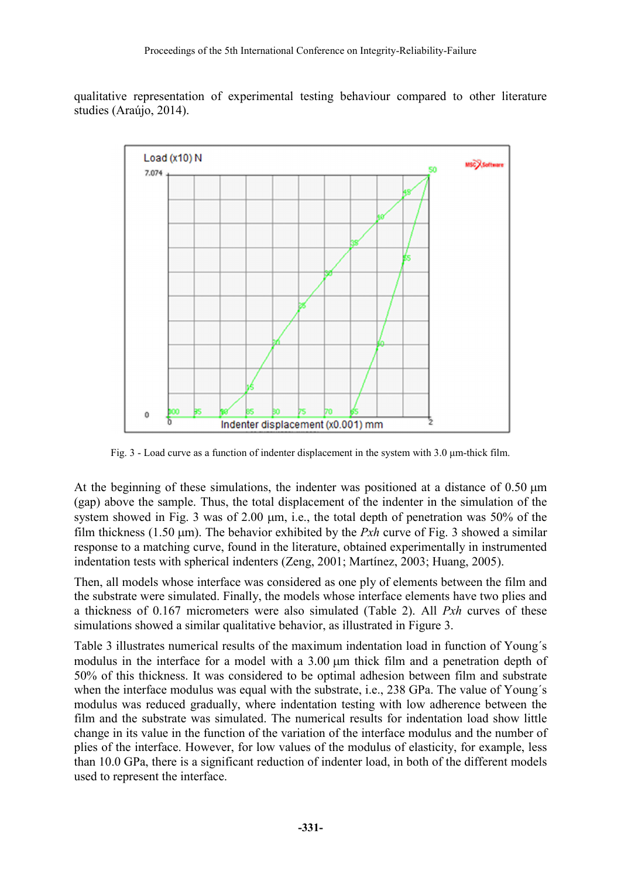qualitative representation of experimental testing behaviour compared to other literature studies (Araújo, 2014).

Load (x10) N

7.074

0

MSC Software

50

45

40

35

30

25

20

15

10

05

00

95

90

85

80

75

70

65

60

55

0

2

Indenter displacement (x0.001) mm

Fig. 3 - Load curve as a function of indenter displacement in the system with 3.0 µm-thick film.

At the beginning of these simulations, the indenter was positioned at a distance of 0.50 µm (gap) above the sample. Thus, the total displacement of the indenter in the simulation of the system showed in Fig. 3 was of 2.00 µm, i.e., the total depth of penetration was 50% of the film thickness (1.50 µm). The behavior exhibited by the *Pxh* curve of Fig. 3 showed a similar response to a matching curve, found in the literature, obtained experimentally in instrumented indentation tests with spherical indenters (Zeng, 2001; Martínez, 2003; Huang, 2005).

Then, all models whose interface was considered as one ply of elements between the film and the substrate were simulated. Finally, the models whose interface elements have two plies and a thickness of 0.167 micrometers were also simulated (Table 2). All *Pxh* curves of these simulations showed a similar qualitative behavior, as illustrated in Figure 3.

Table 3 illustrates numerical results of the maximum indentation load in function of Young´s modulus in the interface for a model with a 3.00 µm thick film and a penetration depth of 50% of this thickness. It was considered to be optimal adhesion between film and substrate when the interface modulus was equal with the substrate, i.e., 238 GPa. The value of Young´s modulus was reduced gradually, where indentation testing with low adherence between the film and the substrate was simulated. The numerical results for indentation load show little change in its value in the function of the variation of the interface modulus and the number of plies of the interface. However, for low values of the modulus of elasticity, for example, less than 10.0 GPa, there is a significant reduction of indenter load, in both of the different models used to represent the interface.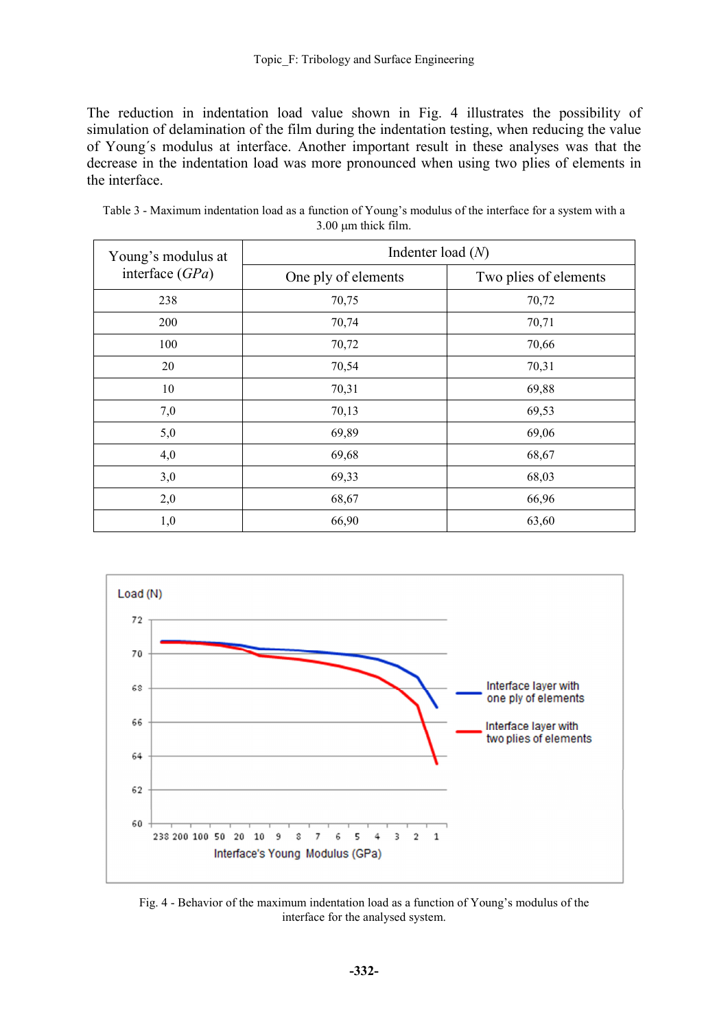The reduction in indentation load value shown in Fig. 4 illustrates the possibility of simulation of delamination of the film during the indentation testing, when reducing the value of Young´s modulus at interface. Another important result in these analyses was that the decrease in the indentation load was more pronounced when using two plies of elements in the interface.

Table 3 - Maximum indentation load as a function of Young's modulus of the interface for a system with a 3.00 μm thick film.

| Young's modulus at interface (*GPa*) | Indenter load (*N*) | |
|---|---|---|
| | One ply of elements | Two plies of elements |
| 238 | 70,75 | 70,72 |
| 200 | 70,74 | 70,71 |
| 100 | 70,72 | 70,66 |
| 20 | 70,54 | 70,31 |
| 10 | 70,31 | 69,88 |
| 7,0 | 70,13 | 69,53 |
| 5,0 | 69,89 | 69,06 |
| 4,0 | 69,68 | 68,67 |
| 3,0 | 69,33 | 68,03 |
| 2,0 | 68,67 | 66,96 |
| 1,0 | 66,90 | 63,60 |

Load (N)
72
70
68
66
64
62
60
238 200 100 50 20 10 9 8 7 6 5 4 3 2 1
Interface's Young Modulus (GPa)
Interface layer with one ply of elements
Interface layer with two plies of elements

Fig. 4 - Behavior of the maximum indentation load as a function of Young's modulus of the interface for the analysed system.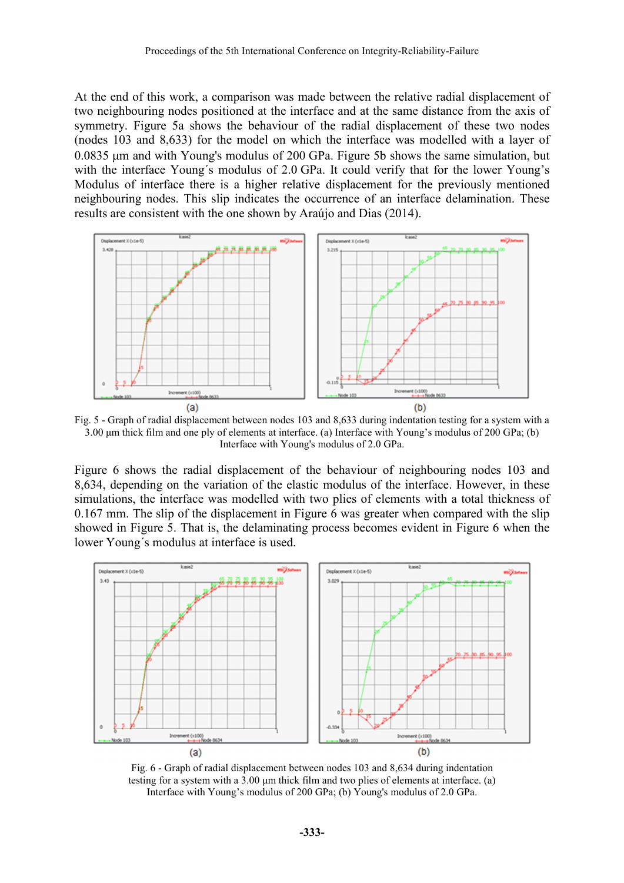At the end of this work, a comparison was made between the relative radial displacement of two neighbouring nodes positioned at the interface and at the same distance from the axis of symmetry. Figure 5a shows the behaviour of the radial displacement of these two nodes (nodes 103 and 8,633) for the model on which the interface was modelled with a layer of 0.0835 µm and with Young's modulus of 200 GPa. Figure 5b shows the same simulation, but with the interface Young´s modulus of 2.0 GPa. It could verify that for the lower Young's Modulus of interface there is a higher relative displacement for the previously mentioned neighbouring nodes. This slip indicates the occurrence of an interface delamination. These results are consistent with the one shown by Araújo and Dias (2014).

Displacement X (x1e-5)

kase2

3.428

0

Increment (x100)

Node 103

Node 8633

(a)

Displacement X (x1e-5)

kase2

3.215

-0.115

Increment (x100)

Node 103

Node 8633

(b)

Fig. 5 - Graph of radial displacement between nodes 103 and 8,633 during indentation testing for a system with a 3.00 µm thick film and one ply of elements at interface. (a) Interface with Young's modulus of 200 GPa; (b) Interface with Young's modulus of 2.0 GPa.

Figure 6 shows the radial displacement of the behaviour of neighbouring nodes 103 and 8,634, depending on the variation of the elastic modulus of the interface. However, in these simulations, the interface was modelled with two plies of elements with a total thickness of 0.167 mm. The slip of the displacement in Figure 6 was greater when compared with the slip showed in Figure 5. That is, the delaminating process becomes evident in Figure 6 when the lower Young´s modulus at interface is used.

Displacement X (x1e-5)

kase2

3.43

0

Increment (x100)

Node 103

Node 8634

(a)

Displacement X (x1e-5)

kase2

3.029

-0.334

Increment (x100)

Node 103

Node 8634

(b)

Fig. 6 - Graph of radial displacement between nodes 103 and 8,634 during indentation testing for a system with a 3.00 µm thick film and two plies of elements at interface. (a) Interface with Young's modulus of 200 GPa; (b) Young's modulus of 2.0 GPa.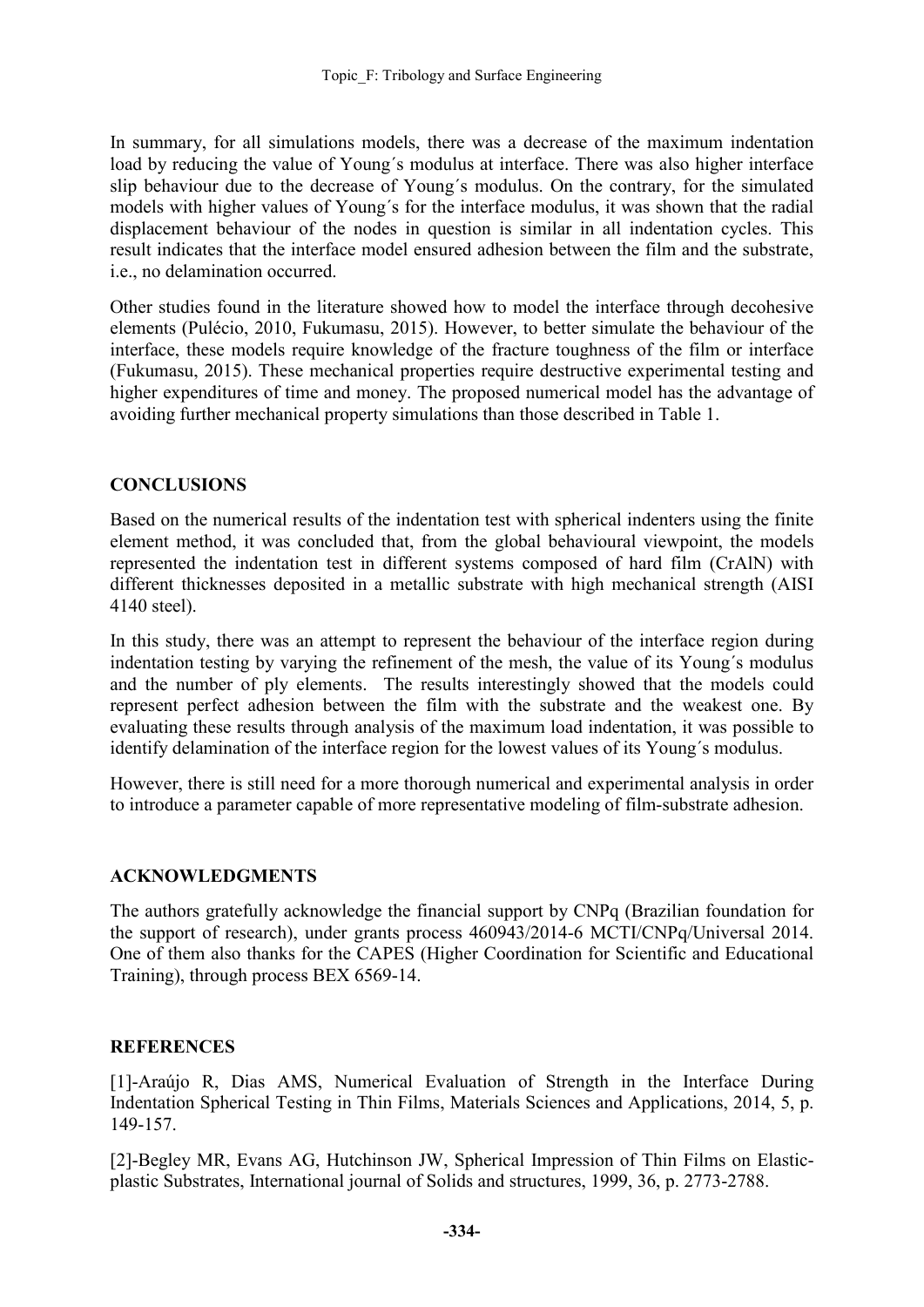In summary, for all simulations models, there was a decrease of the maximum indentation load by reducing the value of Young´s modulus at interface. There was also higher interface slip behaviour due to the decrease of Young´s modulus. On the contrary, for the simulated models with higher values of Young´s for the interface modulus, it was shown that the radial displacement behaviour of the nodes in question is similar in all indentation cycles. This result indicates that the interface model ensured adhesion between the film and the substrate, i.e., no delamination occurred.

Other studies found in the literature showed how to model the interface through decohesive elements (Pulécio, 2010, Fukumasu, 2015). However, to better simulate the behaviour of the interface, these models require knowledge of the fracture toughness of the film or interface (Fukumasu, 2015). These mechanical properties require destructive experimental testing and higher expenditures of time and money. The proposed numerical model has the advantage of avoiding further mechanical property simulations than those described in Table 1.

## CONCLUSIONS

Based on the numerical results of the indentation test with spherical indenters using the finite element method, it was concluded that, from the global behavioural viewpoint, the models represented the indentation test in different systems composed of hard film (CrAlN) with different thicknesses deposited in a metallic substrate with high mechanical strength (AISI 4140 steel).

In this study, there was an attempt to represent the behaviour of the interface region during indentation testing by varying the refinement of the mesh, the value of its Young´s modulus and the number of ply elements. The results interestingly showed that the models could represent perfect adhesion between the film with the substrate and the weakest one. By evaluating these results through analysis of the maximum load indentation, it was possible to identify delamination of the interface region for the lowest values of its Young´s modulus.

However, there is still need for a more thorough numerical and experimental analysis in order to introduce a parameter capable of more representative modeling of film-substrate adhesion.

## ACKNOWLEDGMENTS

The authors gratefully acknowledge the financial support by CNPq (Brazilian foundation for the support of research), under grants process 460943/2014-6 MCTI/CNPq/Universal 2014. One of them also thanks for the CAPES (Higher Coordination for Scientific and Educational Training), through process BEX 6569-14.

## REFERENCES

[1]-Araújo R, Dias AMS, Numerical Evaluation of Strength in the Interface During Indentation Spherical Testing in Thin Films, Materials Sciences and Applications, 2014, 5, p. 149-157.

[2]-Begley MR, Evans AG, Hutchinson JW, Spherical Impression of Thin Films on Elastic-plastic Substrates, International journal of Solids and structures, 1999, 36, p. 2773-2788.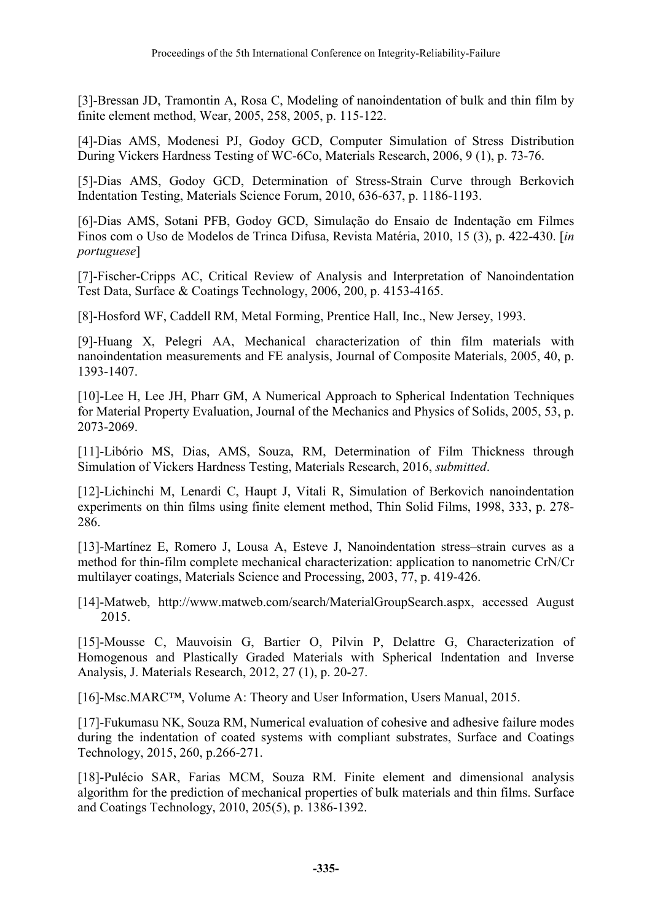[3]-Bressan JD, Tramontin A, Rosa C, Modeling of nanoindentation of bulk and thin film by finite element method, Wear, 2005, 258, 2005, p. 115-122.

[4]-Dias AMS, Modenesi PJ, Godoy GCD, Computer Simulation of Stress Distribution During Vickers Hardness Testing of WC-6Co, Materials Research, 2006, 9 (1), p. 73-76.

[5]-Dias AMS, Godoy GCD, Determination of Stress-Strain Curve through Berkovich Indentation Testing, Materials Science Forum, 2010, 636-637, p. 1186-1193.

[6]-Dias AMS, Sotani PFB, Godoy GCD, Simulação do Ensaio de Indentação em Filmes Finos com o Uso de Modelos de Trinca Difusa, Revista Matéria, 2010, 15 (3), p. 422-430. [*in portuguese*]

[7]-Fischer-Cripps AC, Critical Review of Analysis and Interpretation of Nanoindentation Test Data, Surface & Coatings Technology, 2006, 200, p. 4153-4165.

[8]-Hosford WF, Caddell RM, Metal Forming, Prentice Hall, Inc., New Jersey, 1993.

[9]-Huang X, Pelegri AA, Mechanical characterization of thin film materials with nanoindentation measurements and FE analysis, Journal of Composite Materials, 2005, 40, p. 1393-1407.

[10]-Lee H, Lee JH, Pharr GM, A Numerical Approach to Spherical Indentation Techniques for Material Property Evaluation, Journal of the Mechanics and Physics of Solids, 2005, 53, p. 2073-2069.

[11]-Libório MS, Dias, AMS, Souza, RM, Determination of Film Thickness through Simulation of Vickers Hardness Testing, Materials Research, 2016, *submitted*.

[12]-Lichinchi M, Lenardi C, Haupt J, Vitali R, Simulation of Berkovich nanoindentation experiments on thin films using finite element method, Thin Solid Films, 1998, 333, p. 278-286.

[13]-Martínez E, Romero J, Lousa A, Esteve J, Nanoindentation stress–strain curves as a method for thin-film complete mechanical characterization: application to nanometric CrN/Cr multilayer coatings, Materials Science and Processing, 2003, 77, p. 419-426.

[14]-Matweb, http://www.matweb.com/search/MaterialGroupSearch.aspx, accessed August 2015.

[15]-Mousse C, Mauvoisin G, Bartier O, Pilvin P, Delattre G, Characterization of Homogenous and Plastically Graded Materials with Spherical Indentation and Inverse Analysis, J. Materials Research, 2012, 27 (1), p. 20-27.

[16]-Msc.MARC™, Volume A: Theory and User Information, Users Manual, 2015.

[17]-Fukumasu NK, Souza RM, Numerical evaluation of cohesive and adhesive failure modes during the indentation of coated systems with compliant substrates, Surface and Coatings Technology, 2015, 260, p.266-271.

[18]-Pulécio SAR, Farias MCM, Souza RM. Finite element and dimensional analysis algorithm for the prediction of mechanical properties of bulk materials and thin films. Surface and Coatings Technology, 2010, 205(5), p. 1386-1392.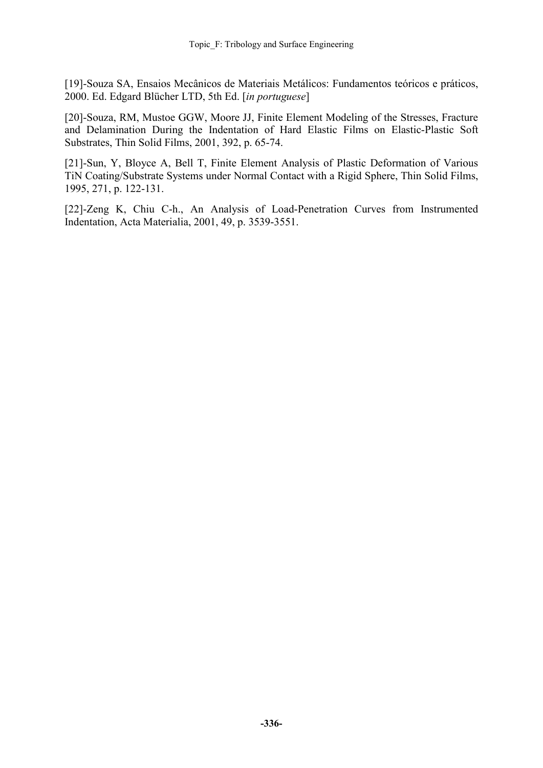[19]-Souza SA, Ensaios Mecânicos de Materiais Metálicos: Fundamentos teóricos e práticos, 2000. Ed. Edgard Blücher LTD, 5th Ed. [*in portuguese*]

[20]-Souza, RM, Mustoe GGW, Moore JJ, Finite Element Modeling of the Stresses, Fracture and Delamination During the Indentation of Hard Elastic Films on Elastic-Plastic Soft Substrates, Thin Solid Films, 2001, 392, p. 65-74.

[21]-Sun, Y, Bloyce A, Bell T, Finite Element Analysis of Plastic Deformation of Various TiN Coating/Substrate Systems under Normal Contact with a Rigid Sphere, Thin Solid Films, 1995, 271, p. 122-131.

[22]-Zeng K, Chiu C-h., An Analysis of Load-Penetration Curves from Instrumented Indentation, Acta Materialia, 2001, 49, p. 3539-3551.